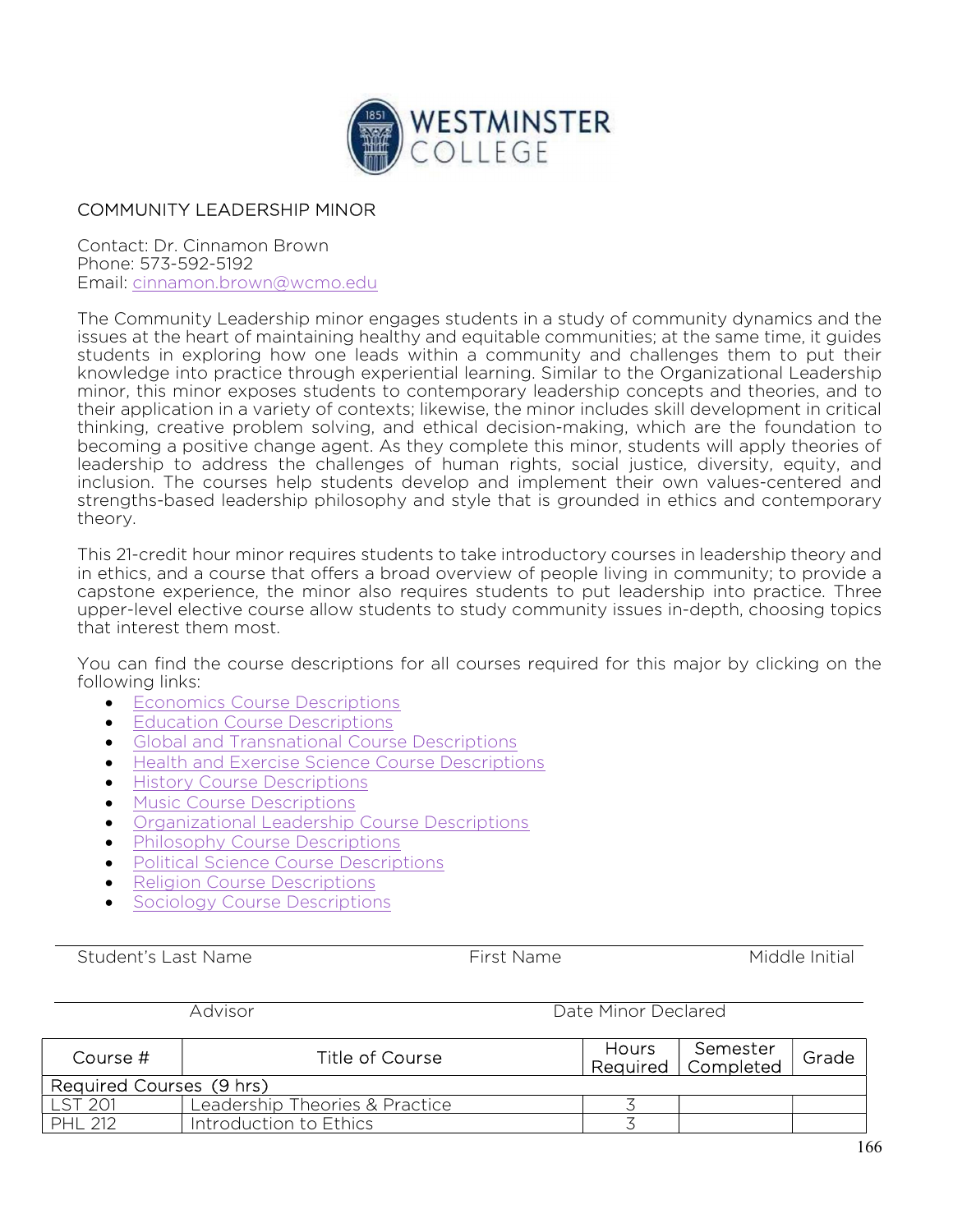WESTMINSTER COLLEGE

## COMMUNITY LEADERSHIP MINOR

Contact: Dr. Cinnamon Brown
Phone: 573-592-5192
Email: cinnamon.brown@wcmo.edu

The Community Leadership minor engages students in a study of community dynamics and the issues at the heart of maintaining healthy and equitable communities; at the same time, it guides students in exploring how one leads within a community and challenges them to put their knowledge into practice through experiential learning. Similar to the Organizational Leadership minor, this minor exposes students to contemporary leadership concepts and theories, and to their application in a variety of contexts; likewise, the minor includes skill development in critical thinking, creative problem solving, and ethical decision-making, which are the foundation to becoming a positive change agent. As they complete this minor, students will apply theories of leadership to address the challenges of human rights, social justice, diversity, equity, and inclusion. The courses help students develop and implement their own values-centered and strengths-based leadership philosophy and style that is grounded in ethics and contemporary theory.

This 21-credit hour minor requires students to take introductory courses in leadership theory and in ethics, and a course that offers a broad overview of people living in community; to provide a capstone experience, the minor also requires students to put leadership into practice. Three upper-level elective course allow students to study community issues in-depth, choosing topics that interest them most.

You can find the course descriptions for all courses required for this major by clicking on the following links:

- Economics Course Descriptions
- Education Course Descriptions
- Global and Transnational Course Descriptions
- Health and Exercise Science Course Descriptions
- History Course Descriptions
- Music Course Descriptions
- Organizational Leadership Course Descriptions
- Philosophy Course Descriptions
- Political Science Course Descriptions
- Religion Course Descriptions
- Sociology Course Descriptions

Student's Last Name &nbsp;&nbsp;&nbsp;&nbsp; First Name &nbsp;&nbsp;&nbsp;&nbsp; Middle Initial

Advisor &nbsp;&nbsp;&nbsp;&nbsp; Date Minor Declared

| Course # | Title of Course | Hours Required | Semester Completed | Grade |
|---|---|---|---|---|
| Required Courses (9 hrs) | | | | |
| LST 201 | Leadership Theories & Practice | 3 | | |
| PHL 212 | Introduction to Ethics | 3 | | |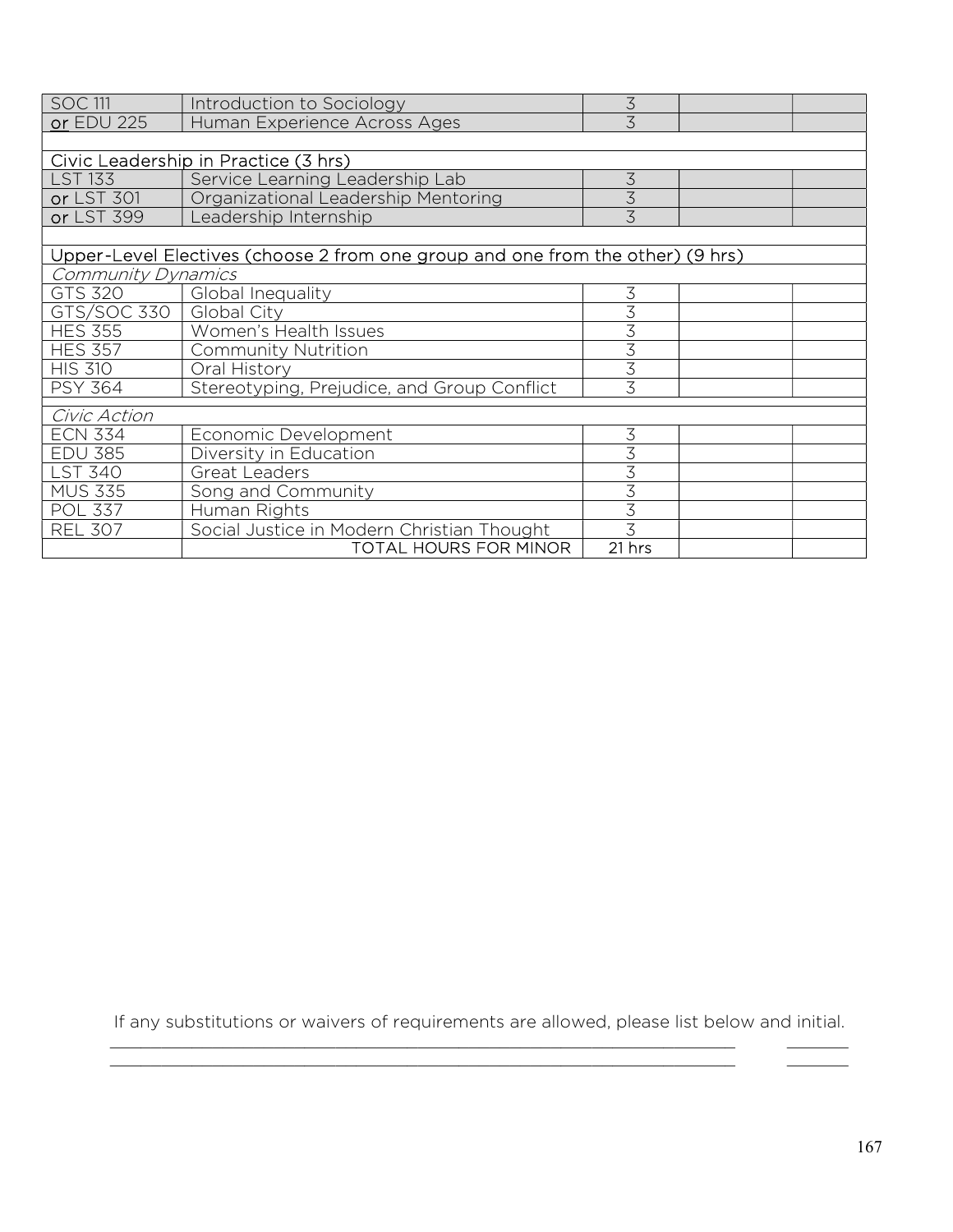| | | | | |
|---|---|---|---|---|
| SOC 111 | Introduction to Sociology | 3 | | |
| or EDU 225 | Human Experience Across Ages | 3 | | |
| | | | | |
| Civic Leadership in Practice (3 hrs) | | | | |
| LST 133 | Service Learning Leadership Lab | 3 | | |
| or LST 301 | Organizational Leadership Mentoring | 3 | | |
| or LST 399 | Leadership Internship | 3 | | |
| | | | | |
| Upper-Level Electives (choose 2 from one group and one from the other) (9 hrs) | | | | |
| *Community Dynamics* | | | | |
| GTS 320 | Global Inequality | 3 | | |
| GTS/SOC 330 | Global City | 3 | | |
| HES 355 | Women's Health Issues | 3 | | |
| HES 357 | Community Nutrition | 3 | | |
| HIS 310 | Oral History | 3 | | |
| PSY 364 | Stereotyping, Prejudice, and Group Conflict | 3 | | |
| | | | | |
| *Civic Action* | | | | |
| ECN 334 | Economic Development | 3 | | |
| EDU 385 | Diversity in Education | 3 | | |
| LST 340 | Great Leaders | 3 | | |
| MUS 335 | Song and Community | 3 | | |
| POL 337 | Human Rights | 3 | | |
| REL 307 | Social Justice in Modern Christian Thought | 3 | | |
| | TOTAL HOURS FOR MINOR | 21 hrs | | |

If any substitutions or waivers of requirements are allowed, please list below and initial.

\_\_\_\_\_\_\_\_\_\_\_\_\_\_\_\_\_\_\_\_\_\_\_\_\_\_\_\_\_\_\_\_\_\_\_\_\_\_\_\_\_\_\_\_\_\_\_\_\_\_\_\_\_\_\_\_\_\_\_\_ \_\_\_\_\_\_\_

\_\_\_\_\_\_\_\_\_\_\_\_\_\_\_\_\_\_\_\_\_\_\_\_\_\_\_\_\_\_\_\_\_\_\_\_\_\_\_\_\_\_\_\_\_\_\_\_\_\_\_\_\_\_\_\_\_\_\_\_ \_\_\_\_\_\_\_